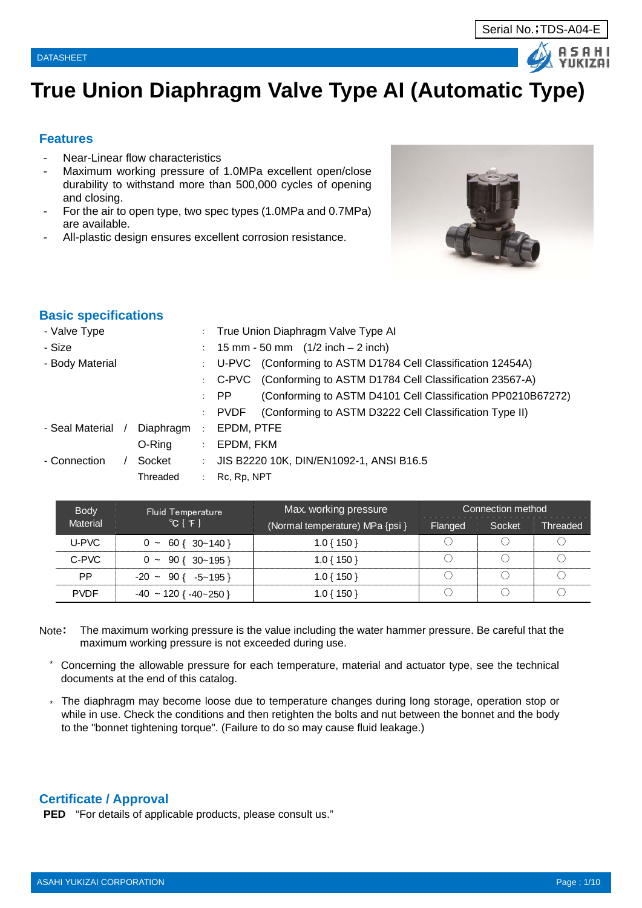Serial No.；TDS-A04-E

DATASHEET

# True Union Diaphragm Valve Type AI (Automatic Type)

## Features

- Near-Linear flow characteristics
- Maximum working pressure of 1.0MPa excellent open/close durability to withstand more than 500,000 cycles of opening and closing.
- For the air to open type, two spec types (1.0MPa and 0.7MPa) are available.
- All-plastic design ensures excellent corrosion resistance.

## Basic specifications

| | | | |
|---|---|---|---|
| - Valve Type | | : | True Union Diaphragm Valve Type AI |
| - Size | | : | 15 mm - 50 mm (1/2 inch – 2 inch) |
| - Body Material | | : | U-PVC (Conforming to ASTM D1784 Cell Classification 12454A) |
| | | : | C-PVC (Conforming to ASTM D1784 Cell Classification 23567-A) |
| | | : | PP (Conforming to ASTM D4101 Cell Classification PP0210B67272) |
| | | : | PVDF (Conforming to ASTM D3222 Cell Classification Type II) |
| - Seal Material / | Diaphragm | : | EPDM, PTFE |
| | O-Ring | : | EPDM, FKM |
| - Connection / | Socket | : | JIS B2220 10K, DIN/EN1092-1, ANSI B16.5 |
| | Threaded | : | Rc, Rp, NPT |

| Body Material | Fluid Temperature ℃ { ℉ } | Max. working pressure (Normal temperature) MPa {psi } | Connection method | | |
|---|---|---|---|---|---|
| | | | Flanged | Socket | Threaded |
| U-PVC | 0 ~ 60 { 30~140 } | 1.0 { 150 } | ○ | ○ | ○ |
| C-PVC | 0 ~ 90 { 30~195 } | 1.0 { 150 } | ○ | ○ | ○ |
| PP | -20 ~ 90 { -5~195 } | 1.0 { 150 } | ○ | ○ | ○ |
| PVDF | -40 ~ 120 { -40~250 } | 1.0 { 150 } | ○ | ○ | ○ |

Note: The maximum working pressure is the value including the water hammer pressure. Be careful that the maximum working pressure is not exceeded during use.

\* Concerning the allowable pressure for each temperature, material and actuator type, see the technical documents at the end of this catalog.

\* The diaphragm may become loose due to temperature changes during long storage, operation stop or while in use. Check the conditions and then retighten the bolts and nut between the bonnet and the body to the "bonnet tightening torque". (Failure to do so may cause fluid leakage.)

## Certificate / Approval

**PED** "For details of applicable products, please consult us."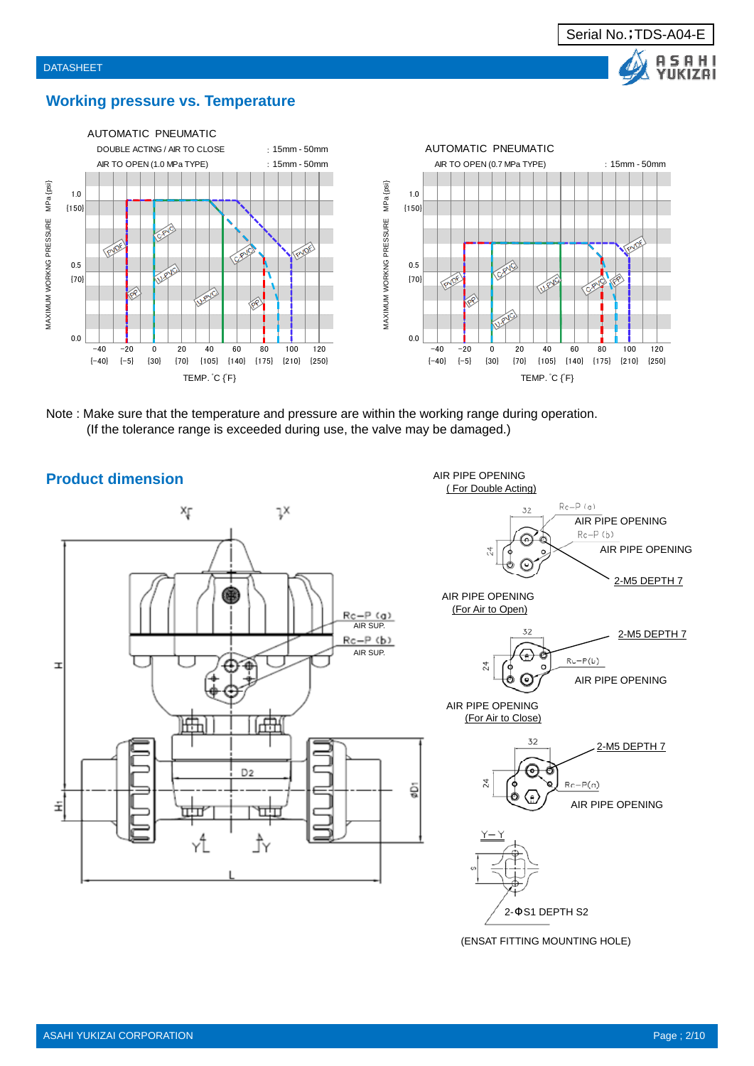## Working pressure vs. Temperature

AUTOMATIC PNEUMATIC

DOUBLE ACTING / AIR TO CLOSE : 15mm - 50mm

AIR TO OPEN (1.0 MPa TYPE) : 15mm - 50mm

MAXIMUM WORKING PRESSURE MPa {psi}

1.0 {150}

0.5 {70}

0.0

−40 {−40}, −20 {−5}, 0 {30}, 20 {70}, 40 {105}, 60 {140}, 80 {175}, 100 {210}, 120 {250}

TEMP. ˚C {˚F}

PVDF, C-PVC, U-PVC, PP

AUTOMATIC PNEUMATIC

AIR TO OPEN (0.7 MPa TYPE) : 15mm - 50mm

MAXIMUM WORKING PRESSURE MPa {psi}

1.0 {150}

0.5 {70}

0.0

−40 {−40}, −20 {−5}, 0 {30}, 20 {70}, 40 {105}, 60 {140}, 80 {175}, 100 {210}, 120 {250}

TEMP. ˚C {˚F}

PVDF, C-PVC, U-PVC, PP

Note : Make sure that the temperature and pressure are within the working range during operation.
(If the tolerance range is exceeded during use, the valve may be damaged.)

## Product dimension

Rc−P (a) AIR SUP.

Rc−P (b) AIR SUP.

H, H1, L, D2, ΦD1, X, Y

AIR PIPE OPENING
(For Double Acting)

32, 24

Rc−P (a) AIR PIPE OPENING

Rc−P (b) AIR PIPE OPENING

2-M5 DEPTH 7

AIR PIPE OPENING
(For Air to Open)

32, 24

2-M5 DEPTH 7

Rc−P(b) AIR PIPE OPENING

AIR PIPE OPENING
(For Air to Close)

32, 24

2-M5 DEPTH 7

Rc−P(a) AIR PIPE OPENING

Y−Y

S

2-ΦS1 DEPTH S2

(ENSAT FITTING MOUNTING HOLE)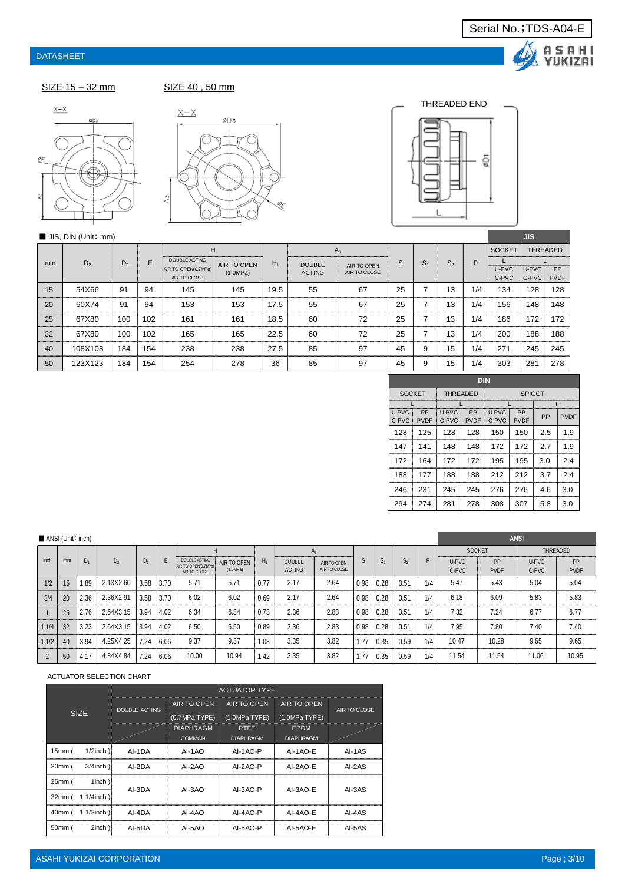DATASHEET

SIZE 15 – 32 mm

SIZE 40 , 50 mm

THREADED END

■ JIS, DIN (Unit: mm)

| mm | $D_2$ | $D_3$ | E | H DOUBLE ACTING AIR TO OPEN(0.7MPa) AIR TO CLOSE | H AIR TO OPEN (1.0MPa) | $H_1$ | $A_3$ DOUBLE ACTING | $A_3$ AIR TO OPEN AIR TO CLOSE | S | $S_1$ | $S_2$ | P | JIS SOCKET L U-PVC C-PVC | JIS THREADED L U-PVC C-PVC | JIS THREADED L PP PVDF |
|---|---|---|---|---|---|---|---|---|---|---|---|---|---|---|---|
| 15 | 54X66 | 91 | 94 | 145 | 145 | 19.5 | 55 | 67 | 25 | 7 | 13 | 1/4 | 134 | 128 | 128 |
| 20 | 60X74 | 91 | 94 | 153 | 153 | 17.5 | 55 | 67 | 25 | 7 | 13 | 1/4 | 156 | 148 | 148 |
| 25 | 67X80 | 100 | 102 | 161 | 161 | 18.5 | 60 | 72 | 25 | 7 | 13 | 1/4 | 186 | 172 | 172 |
| 32 | 67X80 | 100 | 102 | 165 | 165 | 22.5 | 60 | 72 | 25 | 7 | 13 | 1/4 | 200 | 188 | 188 |
| 40 | 108X108 | 184 | 154 | 238 | 238 | 27.5 | 85 | 97 | 45 | 9 | 15 | 1/4 | 271 | 245 | 245 |
| 50 | 123X123 | 184 | 154 | 254 | 278 | 36 | 85 | 97 | 45 | 9 | 15 | 1/4 | 303 | 281 | 278 |

| DIN SOCKET L U-PVC C-PVC | DIN SOCKET L PP PVDF | DIN THREADED L U-PVC C-PVC | DIN THREADED L PP PVDF | DIN SPIGOT L U-PVC C-PVC | DIN SPIGOT L PP PVDF | DIN SPIGOT t PP | DIN SPIGOT t PVDF |
|---|---|---|---|---|---|---|---|
| 128 | 125 | 128 | 128 | 150 | 150 | 2.5 | 1.9 |
| 147 | 141 | 148 | 148 | 172 | 172 | 2.7 | 1.9 |
| 172 | 164 | 172 | 172 | 195 | 195 | 3.0 | 2.4 |
| 188 | 177 | 188 | 188 | 212 | 212 | 3.7 | 2.4 |
| 246 | 231 | 245 | 245 | 276 | 276 | 4.6 | 3.0 |
| 294 | 274 | 281 | 278 | 308 | 307 | 5.8 | 3.0 |

■ ANSI (Unit: inch)

| inch | mm | $D_1$ | $D_2$ | $D_3$ | E | H DOUBLE ACTING AIR TO OPEN(0.7MPa) AIR TO CLOSE | H AIR TO OPEN (1.0MPa) | $H_1$ | $A_3$ DOUBLE ACTING | $A_3$ AIR TO OPEN AIR TO CLOSE | S | $S_1$ | $S_2$ | P | ANSI SOCKET U-PVC C-PVC | ANSI SOCKET PP PVDF | ANSI THREADED U-PVC C-PVC | ANSI THREADED PP PVDF |
|---|---|---|---|---|---|---|---|---|---|---|---|---|---|---|---|---|---|---|
| 1/2 | 15 | 1.89 | 2.13X2.60 | 3.58 | 3.70 | 5.71 | 5.71 | 0.77 | 2.17 | 2.64 | 0.98 | 0.28 | 0.51 | 1/4 | 5.47 | 5.43 | 5.04 | 5.04 |
| 3/4 | 20 | 2.36 | 2.36X2.91 | 3.58 | 3.70 | 6.02 | 6.02 | 0.69 | 2.17 | 2.64 | 0.98 | 0.28 | 0.51 | 1/4 | 6.18 | 6.09 | 5.83 | 5.83 |
| 1 | 25 | 2.76 | 2.64X3.15 | 3.94 | 4.02 | 6.34 | 6.34 | 0.73 | 2.36 | 2.83 | 0.98 | 0.28 | 0.51 | 1/4 | 7.32 | 7.24 | 6.77 | 6.77 |
| 1 1/4 | 32 | 3.23 | 2.64X3.15 | 3.94 | 4.02 | 6.50 | 6.50 | 0.89 | 2.36 | 2.83 | 0.98 | 0.28 | 0.51 | 1/4 | 7.95 | 7.80 | 7.40 | 7.40 |
| 1 1/2 | 40 | 3.94 | 4.25X4.25 | 7.24 | 6.06 | 9.37 | 9.37 | 1.08 | 3.35 | 3.82 | 1.77 | 0.35 | 0.59 | 1/4 | 10.47 | 10.28 | 9.65 | 9.65 |
| 2 | 50 | 4.17 | 4.84X4.84 | 7.24 | 6.06 | 10.00 | 10.94 | 1.42 | 3.35 | 3.82 | 1.77 | 0.35 | 0.59 | 1/4 | 11.54 | 11.54 | 11.06 | 10.95 |

ACTUATOR SELECTION CHART

| SIZE | DOUBLE ACTING | AIR TO OPEN (0.7MPa TYPE) DIAPHRAGM COMMON | AIR TO OPEN (1.0MPa TYPE) DIAPHRAGM PTFE | AIR TO OPEN (1.0MPa TYPE) DIAPHRAGM EPDM | AIR TO CLOSE |
|---|---|---|---|---|---|
| 15mm ( 1/2inch ) | AI-1DA | AI-1AO | AI-1AO-P | AI-1AO-E | AI-1AS |
| 20mm ( 3/4inch ) | AI-2DA | AI-2AO | AI-2AO-P | AI-2AO-E | AI-2AS |
| 25mm ( 1inch ) | AI-3DA | AI-3AO | AI-3AO-P | AI-3AO-E | AI-3AS |
| 32mm ( 1 1/4inch ) | AI-3DA | AI-3AO | AI-3AO-P | AI-3AO-E | AI-3AS |
| 40mm ( 1 1/2inch ) | AI-4DA | AI-4AO | AI-4AO-P | AI-4AO-E | AI-4AS |
| 50mm ( 2inch ) | AI-5DA | AI-5AO | AI-5AO-P | AI-5AO-E | AI-5AS |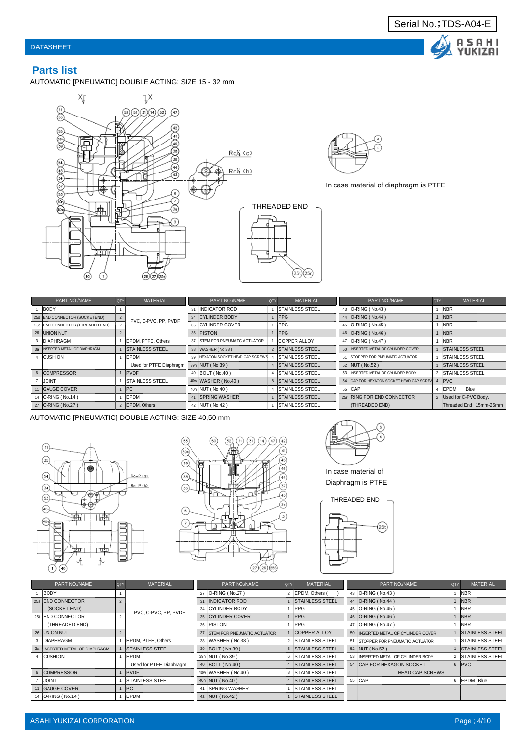Serial No.;TDS-A04-E

## Parts list

AUTOMATIC [PNEUMATIC] DOUBLE ACTING: SIZE 15 - 32 mm

In case material of diaphragm is PTFE

THREADED END

| | PART NO./NAME | QTY | MATERIAL | | PART NO./NAME | QTY | MATERIAL | | PART NO./NAME | QTY | MATERIAL |
|---|---|---|---|---|---|---|---|---|---|---|---|
| 1 | BODY | 1 | PVC, C-PVC, PP, PVDF | 31 | INDICATOR ROD | 1 | STAINLESS STEEL | 43 | O-RING ( No.43 ) | 1 | NBR |
| 25s | END CONNECTOR (SOCKET END) | 2 | | 34 | CYLINDER BODY | 1 | PPG | 44 | O-RING ( No.44 ) | 1 | NBR |
| 25t | END CONNECTOR (THREADED END) | 2 | | 35 | CYLINDER COVER | 1 | PPG | 45 | O-RING ( No.45 ) | 1 | NBR |
| 26 | UNION NUT | 2 | | 36 | PISTON | 1 | PPG | 46 | O-RING ( No.46 ) | 1 | NBR |
| 3 | DIAPHRAGM | 1 | EPDM, PTFE, Others | 37 | STEM FOR PNEUMATIC ACTUATOR | 1 | COPPER ALLOY | 47 | O-RING ( No.47 ) | 1 | NBR |
| 3a | INSERTED METAL OF DIAPHRAGM | 1 | STAINLESS STEEL | 38 | WASHER ( No.38 ) | 2 | STAINLESS STEEL | 50 | INSERTED METAL OF CYLINDER COVER | 1 | STAINLESS STEEL |
| 4 | CUSHION | 1 | EPDM | 39 | HEXAGON SOCKET HEAD CAP SCREWS | 4 | STAINLESS STEEL | 51 | STOPPER FOR PNEUMATIC ACTUATOR | 1 | STAINLESS STEEL |
| | | | Used for PTFE Diaphragm | 39n | NUT ( No.39 ) | 4 | STAINLESS STEEL | 52 | NUT ( No.52 ) | 1 | STAINLESS STEEL |
| 6 | COMPRESSOR | 1 | PVDF | 40 | BOLT ( No.40 ) | 4 | STAINLESS STEEL | 53 | INSERTED METAL OF CYLINDER BODY | 2 | STAINLESS STEEL |
| 7 | JOINT | 1 | STAINLESS STEEL | 40w | WASHER ( No.40 ) | 8 | STAINLESS STEEL | 54 | CAP FOR HEXAGON SOCKET HEAD CAP SCREW | 4 | PVC |
| 11 | GAUGE COVER | 1 | PC | 40n | NUT ( No.40 ) | 4 | STAINLESS STEEL | 55 | CAP | 4 | EPDM Blue |
| 14 | O-RING ( No.14 ) | 1 | EPDM | 41 | SPRING WASHER | 1 | STAINLESS STEEL | 25r | RING FOR END CONNECTOR | 2 | Used for C-PVC Body. |
| 27 | O-RING ( No.27 ) | 2 | EPDM, Others | 42 | NUT ( No.42 ) | 1 | STAINLESS STEEL | | (THREADED END) | | Threaded End : 15mm-25mm |

AUTOMATIC [PNEUMATIC] DOUBLE ACTING: SIZE 40,50 mm

In case material of Diaphragm is PTFE

THREADED END

| | PART NO./NAME | QTY | MATERIAL | | PART NO./NAME | QTY | MATERIAL | | PART NO./NAME | QTY | MATERIAL |
|---|---|---|---|---|---|---|---|---|---|---|---|
| 1 | BODY | 1 | PVC, C-PVC, PP, PVDF | 27 | O-RING ( No.27 ) | 2 | EPDM, Others ( ) | 43 | O-RING ( No.43 ) | 1 | NBR |
| 25s | END CONNECTOR (SOCKET END) | 2 | | 31 | INDICATOR ROD | 1 | STAINLESS STEEL | 44 | O-RING ( No.44 ) | 1 | NBR |
| | | | | 34 | CYLINDER BODY | 1 | PPG | 45 | O-RING ( No.45 ) | 1 | NBR |
| 25t | END CONNECTOR (THREADED END) | 2 | | 35 | CYLINDER COVER | 1 | PPG | 46 | O-RING ( No.46 ) | 1 | NBR |
| | | | | 36 | PISTON | 1 | PPG | 47 | O-RING ( No.47 ) | 1 | NBR |
| 26 | UNION NUT | 2 | | 37 | STEM FOR PNEUMATIC ACTUATOR | 1 | COPPER ALLOY | 50 | INSERTED METAL OF CYLINDER COVER | 1 | STAINLESS STEEL |
| 3 | DIAPHRAGM | 1 | EPDM, PTFE, Others | 38 | WASHER ( No.38 ) | 2 | STAINLESS STEEL | 51 | STOPPER FOR PNEUMATIC ACTUATOR | 1 | STAINLESS STEEL |
| 3a | INSERTED METAL OF DIAPHRAGM | 1 | STAINLESS STEEL | 39 | BOLT ( No.39 ) | 6 | STAINLESS STEEL | 52 | NUT ( No.52 ) | 1 | STAINLESS STEEL |
| 4 | CUSHION | 1 | EPDM | 39n | NUT ( No.39 ) | 6 | STAINLESS STEEL | 53 | INSERTED METAL OF CYLINDER BODY | 2 | STAINLESS STEEL |
| | | | Used for PTFE Diaphragm | 40 | BOLT ( No.40 ) | 4 | STAINLESS STEEL | 54 | CAP FOR HEXAGON SOCKET HEAD CAP SCREWS | 6 | PVC |
| 6 | COMPRESSOR | 1 | PVDF | 40w | WASHER ( No.40 ) | 8 | STAINLESS STEEL | | | | |
| 7 | JOINT | 1 | STAINLESS STEEL | 40n | NUT ( No.40 ) | 4 | STAINLESS STEEL | 55 | CAP | 6 | EPDM Blue |
| 11 | GAUGE COVER | 1 | PC | 41 | SPRING WASHER | 1 | STAINLESS STEEL | | | | |
| 14 | O-RING ( No.14 ) | 1 | EPDM | 42 | NUT ( No.42 ) | 1 | STAINLESS STEEL | | | | |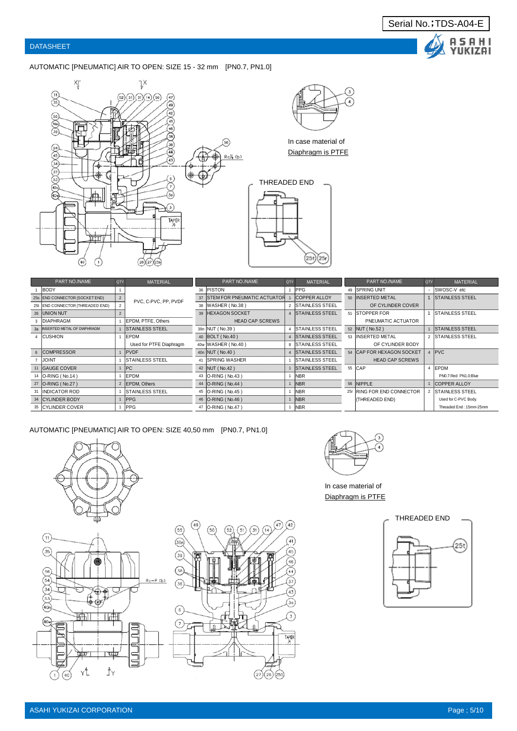Serial No.;TDS-A04-E

DATASHEET

## AUTOMATIC [PNEUMATIC] AIR TO OPEN: SIZE 15 - 32 mm [PN0.7, PN1.0]

In case material of Diaphragm is PTFE

THREADED END

| | PART NO./NAME | QTY | MATERIAL | | PART NO./NAME | QTY | MATERIAL | | PART NO./NAME | QTY | MATERIAL |
|---|---|---|---|---|---|---|---|---|---|---|---|
| 1 | BODY | 1 | PVC, C-PVC, PP, PVDF | 36 | PISTON | 1 | PPG | 49 | SPRING UNIT | - | SWOSC-V etc |
| 25s | END CONNECTOR (SOCKET END) | 2 | | 37 | STEM FOR PNEUMATIC ACTUATOR | 1 | COPPER ALLOY | 50 | INSERTED METAL OF CYLINDER COVER | 1 | STAINLESS STEEL |
| 25t | END CONNECTOR (THREADED END) | 2 | | 38 | WASHER ( No.38 ) | 2 | STAINLESS STEEL | | | | |
| 26 | UNION NUT | 2 | | 39 | HEXAGON SOCKET HEAD CAP SCREWS | 4 | STAINLESS STEEL | 51 | STOPPER FOR PNEUMATIC ACTUATOR | 1 | STAINLESS STEEL |
| 3 | DIAPHRAGM | 1 | EPDM, PTFE, Others | | | | | | | | |
| 3a | INSERTED METAL OF DIAPHRAGM | 1 | STAINLESS STEEL | 39n | NUT ( No.39 ) | 4 | STAINLESS STEEL | 52 | NUT ( No.52 ) | 1 | STAINLESS STEEL |
| 4 | CUSHION | 1 | EPDM<br>Used for PTFE Diaphragm | 40 | BOLT ( No.40 ) | 4 | STAINLESS STEEL | 53 | INSERTED METAL OF CYLINDER BODY | 2 | STAINLESS STEEL |
| | | | | 40w | WASHER ( No.40 ) | 8 | STAINLESS STEEL | | | | |
| 6 | COMPRESSOR | 1 | PVDF | 40n | NUT ( No.40 ) | 4 | STAINLESS STEEL | 54 | CAP FOR HEXAGON SOCKET HEAD CAP SCREWS | 4 | PVC |
| 7 | JOINT | 1 | STAINLESS STEEL | 41 | SPRING WASHER | 1 | STAINLESS STEEL | | | | |
| 11 | GAUGE COVER | 1 | PC | 42 | NUT ( No.42 ) | 1 | STAINLESS STEEL | 55 | CAP | 4 | EPDM<br>PN0.7:Red PN1.0:Blue |
| 14 | O-RING ( No.14 ) | 1 | EPDM | 43 | O-RING ( No.43 ) | 1 | NBR | | | | |
| 27 | O-RING ( No.27 ) | 2 | EPDM, Others | 44 | O-RING ( No.44 ) | 1 | NBR | 56 | NIPPLE | 1 | COPPER ALLOY |
| 31 | INDICATOR ROD | 1 | STAINLESS STEEL | 45 | O-RING ( No.45 ) | 1 | NBR | 25r | RING FOR END CONNECTOR (THREADED END) | 2 | STAINLESS STEEL<br>Used for C-PVC Body.<br>Threaded End : 15mm-25mm |
| 34 | CYLINDER BODY | 1 | PPG | 46 | O-RING ( No.46 ) | 1 | NBR | | | | |
| 35 | CYLINDER COVER | 1 | PPG | 47 | O-RING ( No.47 ) | 1 | NBR | | | | |

## AUTOMATIC [PNEUMATIC] AIR TO OPEN: SIZE 40,50 mm [PN0.7, PN1.0]

In case material of Diaphragm is PTFE

THREADED END

ASAHI YUKIZAI CORPORATION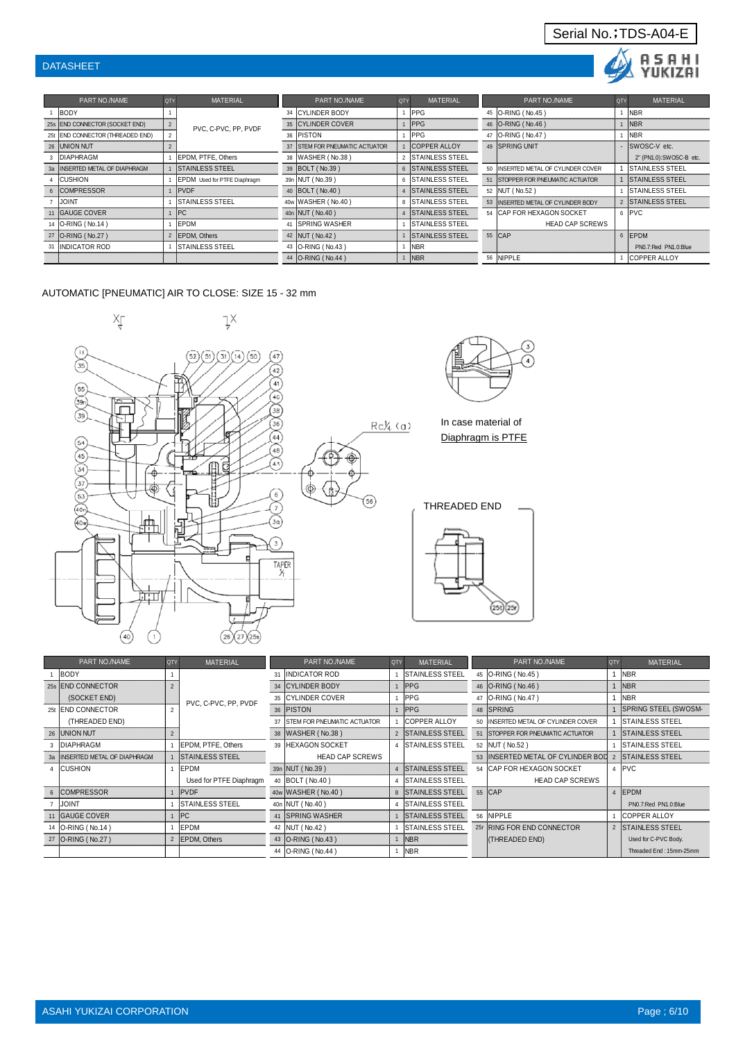Serial No.;TDS-A04-E

DATASHEET

| PART NO./NAME | | QTY | MATERIAL | PART NO./NAME | | QTY | MATERIAL | PART NO./NAME | | QTY | MATERIAL |
|---|---|---|---|---|---|---|---|---|---|---|---|
| 1 | BODY | 1 | PVC, C-PVC, PP, PVDF | 34 | CYLINDER BODY | 1 | PPG | 45 | O-RING ( No.45 ) | 1 | NBR |
| 25s | END CONNECTOR (SOCKET END) | 2 | | 35 | CYLINDER COVER | 1 | PPG | 46 | O-RING ( No.46 ) | 1 | NBR |
| 25t | END CONNECTOR (THREADED END) | 2 | | 36 | PISTON | 1 | PPG | 47 | O-RING ( No.47 ) | 1 | NBR |
| 26 | UNION NUT | 2 | | 37 | STEM FOR PNEUMATIC ACTUATOR | 1 | COPPER ALLOY | 49 | SPRING UNIT | - | SWOSC-V etc. 2" (PN1.0):SWOSC-B etc. |
| 3 | DIAPHRAGM | 1 | EPDM, PTFE, Others | 38 | WASHER ( No.38 ) | 2 | STAINLESS STEEL | | | | |
| 3a | INSERTED METAL OF DIAPHRAGM | 1 | STAINLESS STEEL | 39 | BOLT ( No.39 ) | 6 | STAINLESS STEEL | 50 | INSERTED METAL OF CYLINDER COVER | 1 | STAINLESS STEEL |
| 4 | CUSHION | 1 | EPDM Used for PTFE Diaphragm | 39n | NUT ( No.39 ) | 6 | STAINLESS STEEL | 51 | STOPPER FOR PNEUMATIC ACTUATOR | 1 | STAINLESS STEEL |
| 6 | COMPRESSOR | 1 | PVDF | 40 | BOLT ( No.40 ) | 4 | STAINLESS STEEL | 52 | NUT ( No.52 ) | 1 | STAINLESS STEEL |
| 7 | JOINT | 1 | STAINLESS STEEL | 40w | WASHER ( No.40 ) | 8 | STAINLESS STEEL | 53 | INSERTED METAL OF CYLINDER BODY | 2 | STAINLESS STEEL |
| 11 | GAUGE COVER | 1 | PC | 40n | NUT ( No.40 ) | 4 | STAINLESS STEEL | 54 | CAP FOR HEXAGON SOCKET HEAD CAP SCREWS | 6 | PVC |
| 14 | O-RING ( No.14 ) | 1 | EPDM | 41 | SPRING WASHER | 1 | STAINLESS STEEL | | | | |
| 27 | O-RING ( No.27 ) | 2 | EPDM, Others | 42 | NUT ( No.42 ) | 1 | STAINLESS STEEL | 55 | CAP | 6 | EPDM PN0.7:Red PN1.0:Blue |
| 31 | INDICATOR ROD | 1 | STAINLESS STEEL | 43 | O-RING ( No.43 ) | 1 | NBR | | | | |
| | | | | 44 | O-RING ( No.44 ) | 1 | NBR | 56 | NIPPLE | 1 | COPPER ALLOY |

AUTOMATIC [PNEUMATIC] AIR TO CLOSE: SIZE 15 - 32 mm

In case material of Diaphragm is PTFE

THREADED END

| PART NO./NAME | | QTY | MATERIAL | PART NO./NAME | | QTY | MATERIAL | PART NO./NAME | | QTY | MATERIAL |
|---|---|---|---|---|---|---|---|---|---|---|---|
| 1 | BODY | 1 | PVC, C-PVC, PP, PVDF | 31 | INDICATOR ROD | 1 | STAINLESS STEEL | 45 | O-RING ( No.45 ) | 1 | NBR |
| 25s | END CONNECTOR (SOCKET END) | 2 | | 34 | CYLINDER BODY | 1 | PPG | 46 | O-RING ( No.46 ) | 1 | NBR |
| | | | | 35 | CYLINDER COVER | 1 | PPG | 47 | O-RING ( No.47 ) | 1 | NBR |
| 25t | END CONNECTOR (THREADED END) | 2 | | 36 | PISTON | 1 | PPG | 48 | SPRING | 1 | SPRING STEEL (SWOSM- |
| | | | | 37 | STEM FOR PNEUMATIC ACTUATOR | 1 | COPPER ALLOY | 50 | INSERTED METAL OF CYLINDER COVER | 1 | STAINLESS STEEL |
| 26 | UNION NUT | 2 | | 38 | WASHER ( No.38 ) | 2 | STAINLESS STEEL | 51 | STOPPER FOR PNEUMATIC ACTUATOR | 1 | STAINLESS STEEL |
| 3 | DIAPHRAGM | 1 | EPDM, PTFE, Others | 39 | HEXAGON SOCKET HEAD CAP SCREWS | 4 | STAINLESS STEEL | 52 | NUT ( No.52 ) | 1 | STAINLESS STEEL |
| 3a | INSERTED METAL OF DIAPHRAGM | 1 | STAINLESS STEEL | | | | | 53 | INSERTED METAL OF CYLINDER BOD | 2 | STAINLESS STEEL |
| 4 | CUSHION | 1 | EPDM Used for PTFE Diaphragm | 39n | NUT ( No.39 ) | 4 | STAINLESS STEEL | 54 | CAP FOR HEXAGON SOCKET HEAD CAP SCREWS | 4 | PVC |
| | | | | 40 | BOLT ( No.40 ) | 4 | STAINLESS STEEL | | | | |
| 6 | COMPRESSOR | 1 | PVDF | 40w | WASHER ( No.40 ) | 8 | STAINLESS STEEL | 55 | CAP | 4 | EPDM PN0.7:Red PN1.0:Blue |
| 7 | JOINT | 1 | STAINLESS STEEL | 40n | NUT ( No.40 ) | 4 | STAINLESS STEEL | | | | |
| 11 | GAUGE COVER | 1 | PC | 41 | SPRING WASHER | 1 | STAINLESS STEEL | 56 | NIPPLE | 1 | COPPER ALLOY |
| 14 | O-RING ( No.14 ) | 1 | EPDM | 42 | NUT ( No.42 ) | 1 | STAINLESS STEEL | 25r | RING FOR END CONNECTOR (THREADED END) | 2 | STAINLESS STEEL Used for C-PVC Body. Threaded End : 15mm-25mm |
| 27 | O-RING ( No.27 ) | 2 | EPDM, Others | 43 | O-RING ( No.43 ) | 1 | NBR | | | | |
| | | | | 44 | O-RING ( No.44 ) | 1 | NBR | | | | |

ASAHI YUKIZAI CORPORATION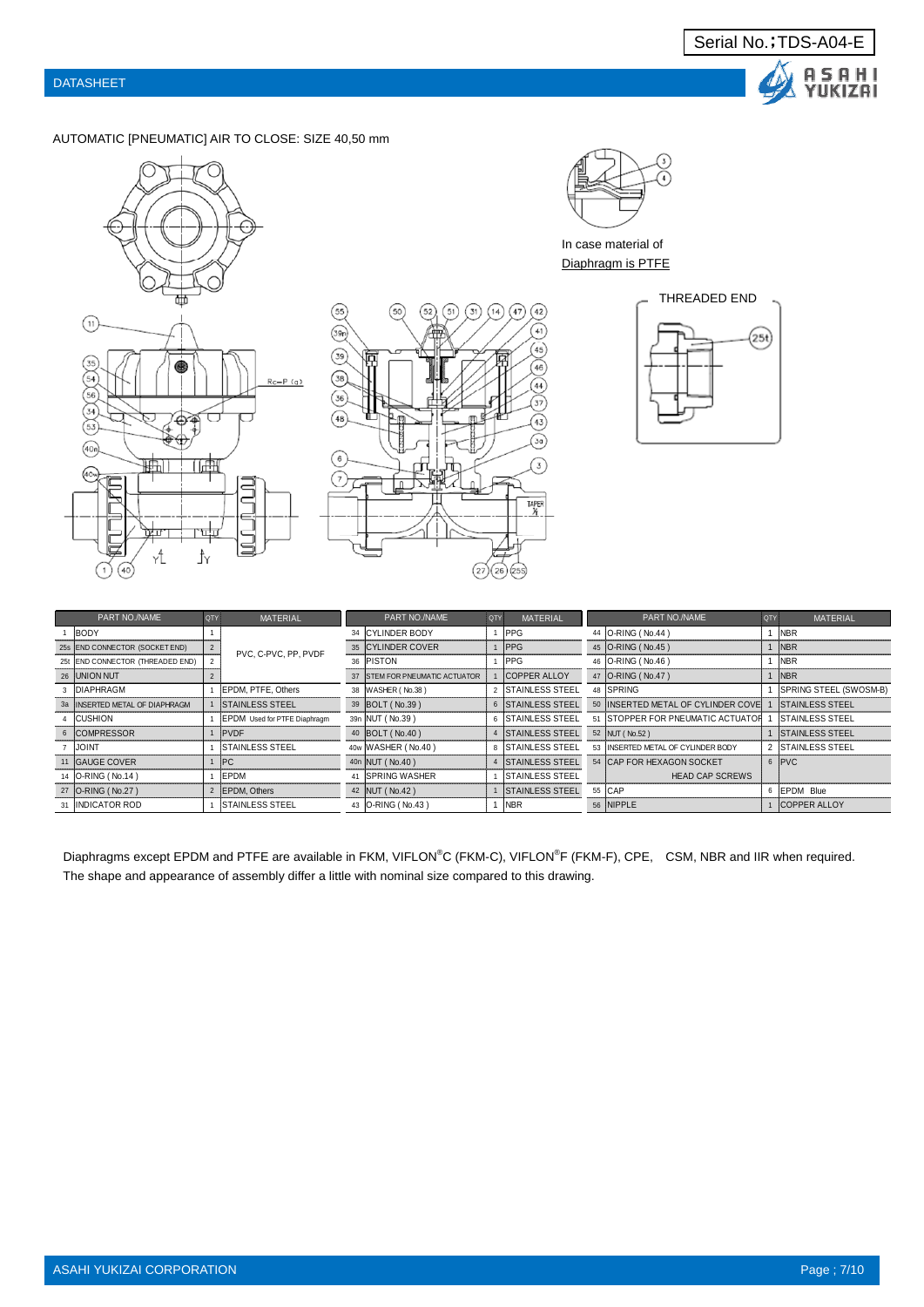Serial No.;TDS-A04-E

DATASHEET

AUTOMATIC [PNEUMATIC] AIR TO CLOSE: SIZE 40,50 mm

In case material of Diaphragm is PTFE

THREADED END

| PART NO./NAME | | QTY | MATERIAL | PART NO./NAME | | QTY | MATERIAL | PART NO./NAME | | QTY | MATERIAL |
|---|---|---|---|---|---|---|---|---|---|---|---|
| 1 | BODY | 1 | PVC, C-PVC, PP, PVDF | 34 | CYLINDER BODY | 1 | PPG | 44 | O-RING ( No.44 ) | 1 | NBR |
| 25s | END CONNECTOR (SOCKET END) | 2 | PVC, C-PVC, PP, PVDF | 35 | CYLINDER COVER | 1 | PPG | 45 | O-RING ( No.45 ) | 1 | NBR |
| 25t | END CONNECTOR (THREADED END) | 2 | PVC, C-PVC, PP, PVDF | 36 | PISTON | 1 | PPG | 46 | O-RING ( No.46 ) | 1 | NBR |
| 26 | UNION NUT | 2 | PVC, C-PVC, PP, PVDF | 37 | STEM FOR PNEUMATIC ACTUATOR | 1 | COPPER ALLOY | 47 | O-RING ( No.47 ) | 1 | NBR |
| 3 | DIAPHRAGM | 1 | EPDM, PTFE, Others | 38 | WASHER ( No.38 ) | 2 | STAINLESS STEEL | 48 | SPRING | 1 | SPRING STEEL (SWOSM-B) |
| 3a | INSERTED METAL OF DIAPHRAGM | 1 | STAINLESS STEEL | 39 | BOLT ( No.39 ) | 6 | STAINLESS STEEL | 50 | INSERTED METAL OF CYLINDER COVE | 1 | STAINLESS STEEL |
| 4 | CUSHION | 1 | EPDM Used for PTFE Diaphragm | 39n | NUT ( No.39 ) | 6 | STAINLESS STEEL | 51 | STOPPER FOR PNEUMATIC ACTUATOR | 1 | STAINLESS STEEL |
| 6 | COMPRESSOR | 1 | PVDF | 40 | BOLT ( No.40 ) | 4 | STAINLESS STEEL | 52 | NUT ( No.52 ) | 1 | STAINLESS STEEL |
| 7 | JOINT | 1 | STAINLESS STEEL | 40w | WASHER ( No.40 ) | 8 | STAINLESS STEEL | 53 | INSERTED METAL OF CYLINDER BODY | 2 | STAINLESS STEEL |
| 11 | GAUGE COVER | 1 | PC | 40n | NUT ( No.40 ) | 4 | STAINLESS STEEL | 54 | CAP FOR HEXAGON SOCKET HEAD CAP SCREWS | 6 | PVC |
| 14 | O-RING ( No.14 ) | 1 | EPDM | 41 | SPRING WASHER | 1 | STAINLESS STEEL | | | | |
| 27 | O-RING ( No.27 ) | 2 | EPDM, Others | 42 | NUT ( No.42 ) | 1 | STAINLESS STEEL | 55 | CAP | 6 | EPDM Blue |
| 31 | INDICATOR ROD | 1 | STAINLESS STEEL | 43 | O-RING ( No.43 ) | 1 | NBR | 56 | NIPPLE | 1 | COPPER ALLOY |

Diaphragms except EPDM and PTFE are available in FKM, VIFLON®C (FKM-C), VIFLON®F (FKM-F), CPE, CSM, NBR and IIR when required.
The shape and appearance of assembly differ a little with nominal size compared to this drawing.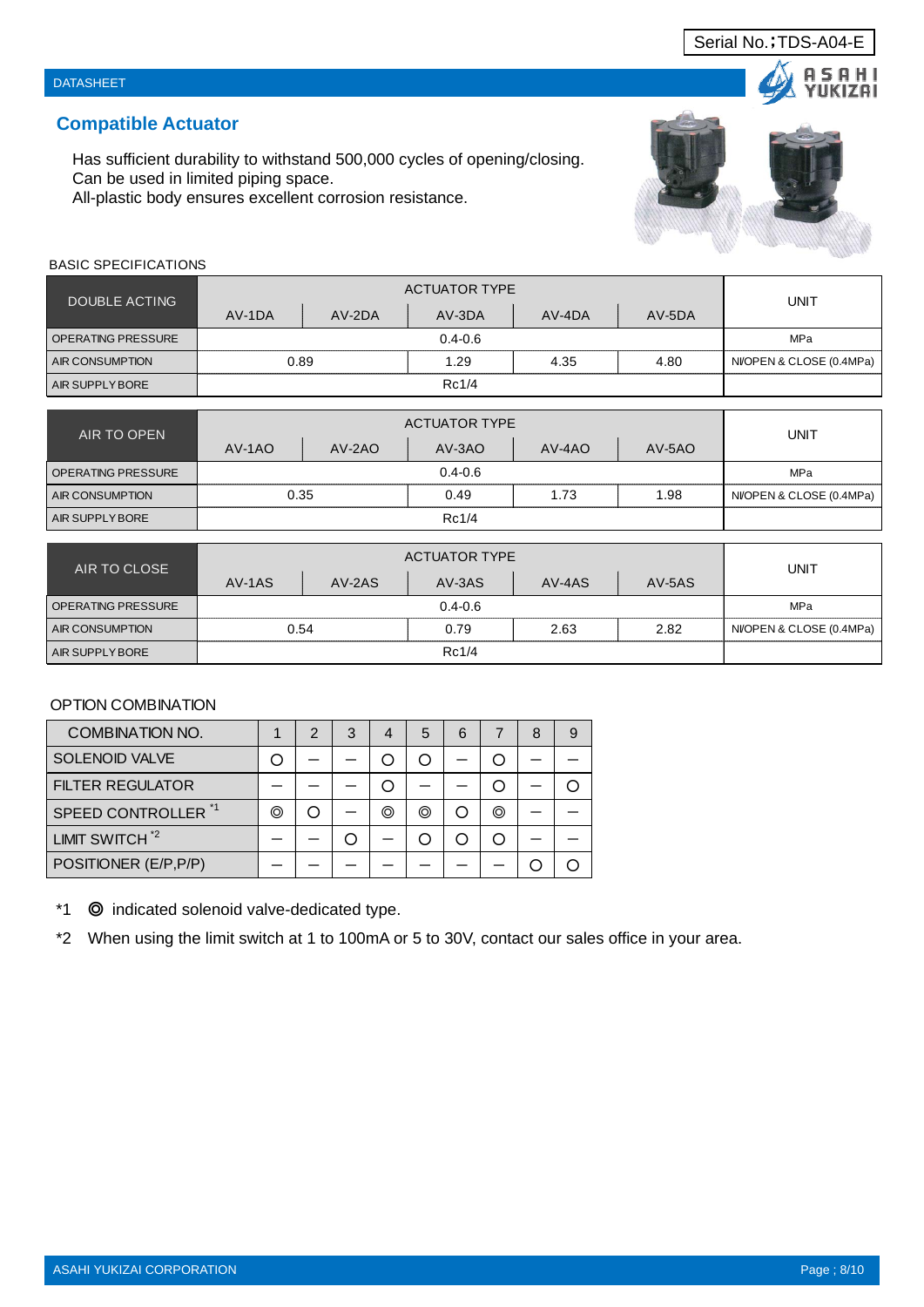Serial No.；TDS-A04-E

DATASHEET

## Compatible Actuator

Has sufficient durability to withstand 500,000 cycles of opening/closing.
Can be used in limited piping space.
All-plastic body ensures excellent corrosion resistance.

BASIC SPECIFICATIONS

| DOUBLE ACTING | ACTUATOR TYPE | | | | | UNIT |
|---|---|---|---|---|---|---|
| | AV-1DA | AV-2DA | AV-3DA | AV-4DA | AV-5DA | |
| OPERATING PRESSURE | 0.4-0.6 | | | | | MPa |
| AIR CONSUMPTION | 0.89 | | 1.29 | 4.35 | 4.80 | Nl/OPEN & CLOSE (0.4MPa) |
| AIR SUPPLY BORE | Rc1/4 | | | | | |

| AIR TO OPEN | ACTUATOR TYPE | | | | | UNIT |
|---|---|---|---|---|---|---|
| | AV-1AO | AV-2AO | AV-3AO | AV-4AO | AV-5AO | |
| OPERATING PRESSURE | 0.4-0.6 | | | | | MPa |
| AIR CONSUMPTION | 0.35 | | 0.49 | 1.73 | 1.98 | Nl/OPEN & CLOSE (0.4MPa) |
| AIR SUPPLY BORE | Rc1/4 | | | | | |

| AIR TO CLOSE | ACTUATOR TYPE | | | | | UNIT |
|---|---|---|---|---|---|---|
| | AV-1AS | AV-2AS | AV-3AS | AV-4AS | AV-5AS | |
| OPERATING PRESSURE | 0.4-0.6 | | | | | MPa |
| AIR CONSUMPTION | 0.54 | | 0.79 | 2.63 | 2.82 | Nl/OPEN & CLOSE (0.4MPa) |
| AIR SUPPLY BORE | Rc1/4 | | | | | |

OPTION COMBINATION

| COMBINATION NO. | 1 | 2 | 3 | 4 | 5 | 6 | 7 | 8 | 9 |
|---|---|---|---|---|---|---|---|---|---|
| SOLENOID VALVE | ○ | — | — | ○ | ○ | — | ○ | — | — |
| FILTER REGULATOR | — | — | — | ○ | — | — | ○ | — | ○ |
| SPEED CONTROLLER *1 | ◎ | ○ | — | ◎ | ◎ | ○ | ◎ | — | — |
| LIMIT SWITCH *2 | — | — | ○ | — | ○ | ○ | ○ | — | — |
| POSITIONER (E/P,P/P) | — | — | — | — | — | — | — | ○ | ○ |

*1 ◎ indicated solenoid valve-dedicated type.

*2 When using the limit switch at 1 to 100mA or 5 to 30V, contact our sales office in your area.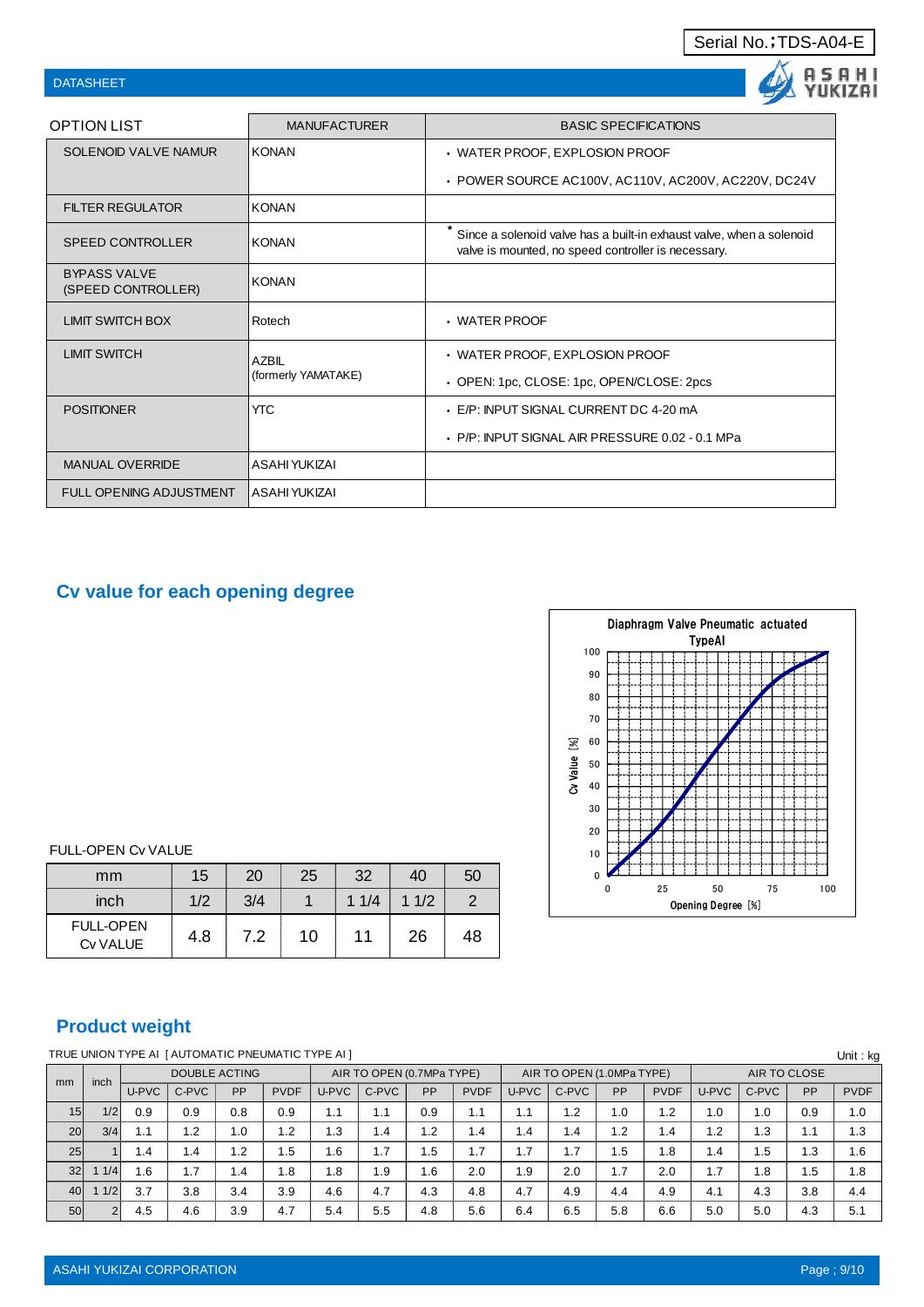Serial No.;TDS-A04-E

DATASHEET

| OPTION LIST | MANUFACTURER | BASIC SPECIFICATIONS |
|---|---|---|
| SOLENOID VALVE NAMUR | KONAN | ・WATER PROOF, EXPLOSION PROOF<br>・POWER SOURCE AC100V, AC110V, AC200V, AC220V, DC24V |
| FILTER REGULATOR | KONAN | |
| SPEED CONTROLLER | KONAN | * Since a solenoid valve has a built-in exhaust valve, when a solenoid valve is mounted, no speed controller is necessary. |
| BYPASS VALVE (SPEED CONTROLLER) | KONAN | |
| LIMIT SWITCH BOX | Rotech | ・WATER PROOF |
| LIMIT SWITCH | AZBIL (formerly YAMATAKE) | ・WATER PROOF, EXPLOSION PROOF<br>・OPEN: 1pc, CLOSE: 1pc, OPEN/CLOSE: 2pcs |
| POSITIONER | YTC | ・E/P: INPUT SIGNAL CURRENT DC 4-20 mA<br>・P/P: INPUT SIGNAL AIR PRESSURE 0.02 - 0.1 MPa |
| MANUAL OVERRIDE | ASAHI YUKIZAI | |
| FULL OPENING ADJUSTMENT | ASAHI YUKIZAI | |

## Cv value for each opening degree

FULL-OPEN Cv VALUE

| mm | 15 | 20 | 25 | 32 | 40 | 50 |
|---|---|---|---|---|---|---|
| inch | 1/2 | 3/4 | 1 | 1 1/4 | 1 1/2 | 2 |
| FULL-OPEN Cv VALUE | 4.8 | 7.2 | 10 | 11 | 26 | 48 |

Diaphragm Valve Pneumatic actuated TypeAI

(Chart: Cv Value [%] vs Opening Degree [%])

## Product weight

TRUE UNION TYPE AI [AUTOMATIC PNEUMATIC TYPE AI]

Unit : kg

| mm | inch | DOUBLE ACTING | | | | AIR TO OPEN (0.7MPa TYPE) | | | | AIR TO OPEN (1.0MPa TYPE) | | | | AIR TO CLOSE | | | |
|---|---|---|---|---|---|---|---|---|---|---|---|---|---|---|---|---|---|
| | | U-PVC | C-PVC | PP | PVDF | U-PVC | C-PVC | PP | PVDF | U-PVC | C-PVC | PP | PVDF | U-PVC | C-PVC | PP | PVDF |
| 15 | 1/2 | 0.9 | 0.9 | 0.8 | 0.9 | 1.1 | 1.1 | 0.9 | 1.1 | 1.1 | 1.2 | 1.0 | 1.2 | 1.0 | 1.0 | 0.9 | 1.0 |
| 20 | 3/4 | 1.1 | 1.2 | 1.0 | 1.2 | 1.3 | 1.4 | 1.2 | 1.4 | 1.4 | 1.4 | 1.2 | 1.4 | 1.2 | 1.3 | 1.1 | 1.3 |
| 25 | 1 | 1.4 | 1.4 | 1.2 | 1.5 | 1.6 | 1.7 | 1.5 | 1.7 | 1.7 | 1.7 | 1.5 | 1.8 | 1.4 | 1.5 | 1.3 | 1.6 |
| 32 | 1 1/4 | 1.6 | 1.7 | 1.4 | 1.8 | 1.8 | 1.9 | 1.6 | 2.0 | 1.9 | 2.0 | 1.7 | 2.0 | 1.7 | 1.8 | 1.5 | 1.8 |
| 40 | 1 1/2 | 3.7 | 3.8 | 3.4 | 3.9 | 4.6 | 4.7 | 4.3 | 4.8 | 4.7 | 4.9 | 4.4 | 4.9 | 4.1 | 4.3 | 3.8 | 4.4 |
| 50 | 2 | 4.5 | 4.6 | 3.9 | 4.7 | 5.4 | 5.5 | 4.8 | 5.6 | 6.4 | 6.5 | 5.8 | 6.6 | 5.0 | 5.0 | 4.3 | 5.1 |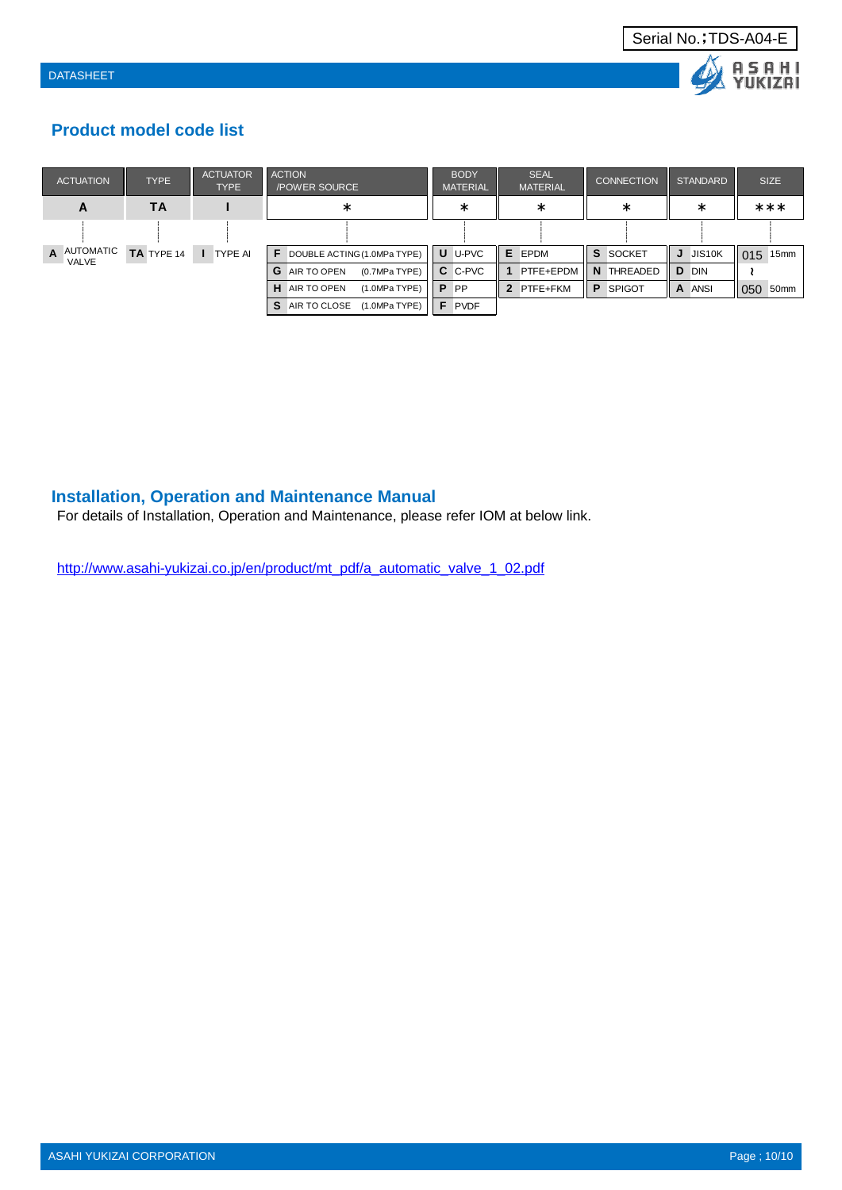Serial No.;TDS-A04-E

## Product model code list

| ACTUATION | TYPE | ACTUATOR TYPE | ACTION /POWER SOURCE | BODY MATERIAL | SEAL MATERIAL | CONNECTION | STANDARD | SIZE |
|---|---|---|---|---|---|---|---|---|
| A | TA | I | * | * | * | * | * | *** |
| A AUTOMATIC VALVE | TA TYPE 14 | I TYPE AI | F DOUBLE ACTING (1.0MPa TYPE) | U U-PVC | E EPDM | S SOCKET | J JIS10K | 015 15mm |
| | | | G AIR TO OPEN (0.7MPa TYPE) | C C-PVC | 1 PTFE+EPDM | N THREADED | D DIN | ~ |
| | | | H AIR TO OPEN (1.0MPa TYPE) | P PP | 2 PTFE+FKM | P SPIGOT | A ANSI | 050 50mm |
| | | | S AIR TO CLOSE (1.0MPa TYPE) | F PVDF | | | | |

## Installation, Operation and Maintenance Manual

For details of Installation, Operation and Maintenance, please refer IOM at below link.

http://www.asahi-yukizai.co.jp/en/product/mt_pdf/a_automatic_valve_1_02.pdf